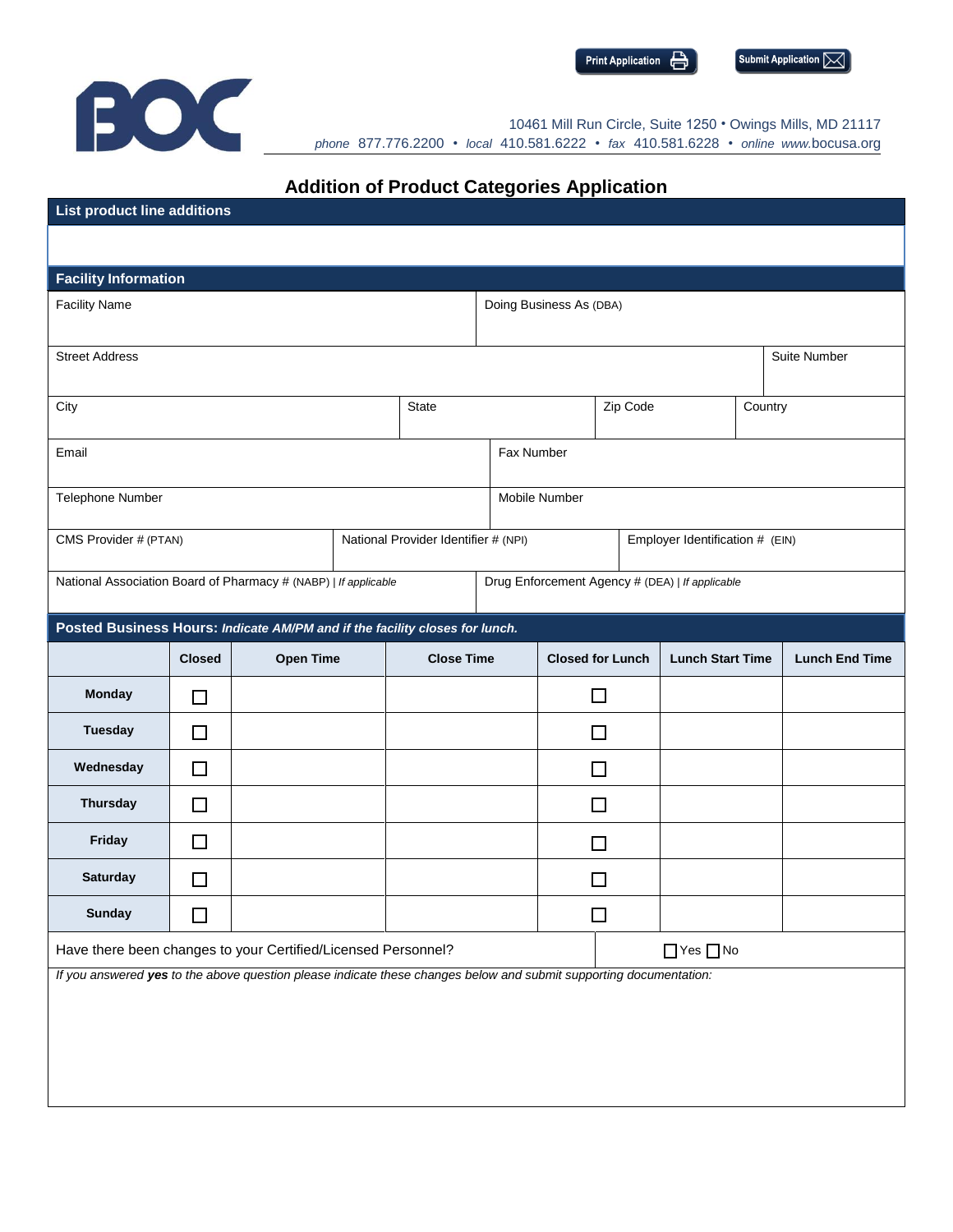Print Application Submit Application

BOC

10461 Mill Run Circle, Suite 1250 • Owings Mills, MD 21117
*phone* 877.776.2200 • *local* 410.581.6222 • *fax* 410.581.6228 • *online* www.bocusa.org

# Addition of Product Categories Application

## List product line additions

## Facility Information

| | | | |
|---|---|---|---|
| Facility Name | | Doing Business As (DBA) | |
| Street Address | | | Suite Number |
| City | State | Zip Code | Country |
| Email | | Fax Number | |
| Telephone Number | | Mobile Number | |
| CMS Provider # (PTAN) | National Provider Identifier # (NPI) | Employer Identification # (EIN) | |
| National Association Board of Pharmacy # (NABP) \| *If applicable* | | Drug Enforcement Agency # (DEA) \| *If applicable* | |

## Posted Business Hours: *Indicate AM/PM and if the facility closes for lunch.*

| | Closed | Open Time | Close Time | Closed for Lunch | Lunch Start Time | Lunch End Time |
|---|---|---|---|---|---|---|
| **Monday** | ☐ | | | ☐ | | |
| **Tuesday** | ☐ | | | ☐ | | |
| **Wednesday** | ☐ | | | ☐ | | |
| **Thursday** | ☐ | | | ☐ | | |
| **Friday** | ☐ | | | ☐ | | |
| **Saturday** | ☐ | | | ☐ | | |
| **Sunday** | ☐ | | | ☐ | | |

Have there been changes to your Certified/Licensed Personnel? ☐ Yes ☐ No

*If you answered **yes** to the above question please indicate these changes below and submit supporting documentation:*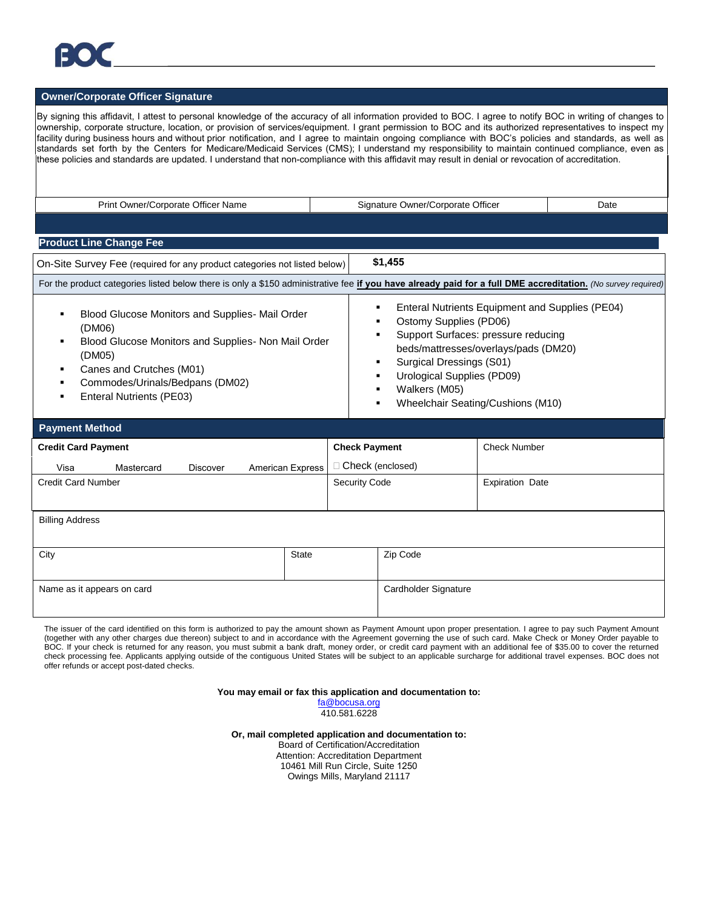## Owner/Corporate Officer Signature

By signing this affidavit, I attest to personal knowledge of the accuracy of all information provided to BOC. I agree to notify BOC in writing of changes to ownership, corporate structure, location, or provision of services/equipment. I grant permission to BOC and its authorized representatives to inspect my facility during business hours and without prior notification, and I agree to maintain ongoing compliance with BOC's policies and standards, as well as standards set forth by the Centers for Medicare/Medicaid Services (CMS); I understand my responsibility to maintain continued compliance, even as these policies and standards are updated. I understand that non-compliance with this affidavit may result in denial or revocation of accreditation.

| | | |
|---|---|---|
| Print Owner/Corporate Officer Name | Signature Owner/Corporate Officer | Date |

## Product Line Change Fee

| | |
|---|---|
| On-Site Survey Fee (required for any product categories not listed below) | **$1,455** |

For the product categories listed below there is only a $150 administrative fee **if you have already paid for a full DME accreditation.** *(No survey required)*

- Blood Glucose Monitors and Supplies- Mail Order (DM06)
- Blood Glucose Monitors and Supplies- Non Mail Order (DM05)
- Canes and Crutches (M01)
- Commodes/Urinals/Bedpans (DM02)
- Enteral Nutrients (PE03)
- Enteral Nutrients Equipment and Supplies (PE04)
- Ostomy Supplies (PD06)
- Support Surfaces: pressure reducing beds/mattresses/overlays/pads (DM20)
- Surgical Dressings (S01)
- Urological Supplies (PD09)
- Walkers (M05)
- Wheelchair Seating/Cushions (M10)

## Payment Method

| | | |
|---|---|---|
| **Credit Card Payment**<br>Visa Mastercard Discover American Express | **Check Payment**<br>☐ Check (enclosed) | Check Number |
| Credit Card Number | Security Code | Expiration Date |

| | | |
|---|---|---|
| Billing Address | | |
| City | State | Zip Code |
| Name as it appears on card | | Cardholder Signature |

The issuer of the card identified on this form is authorized to pay the amount shown as Payment Amount upon proper presentation. I agree to pay such Payment Amount (together with any other charges due thereon) subject to and in accordance with the Agreement governing the use of such card. Make Check or Money Order payable to BOC. If your check is returned for any reason, you must submit a bank draft, money order, or credit card payment with an additional fee of $35.00 to cover the returned check processing fee. Applicants applying outside of the contiguous United States will be subject to an applicable surcharge for additional travel expenses. BOC does not offer refunds or accept post-dated checks.

**You may email or fax this application and documentation to:**
fa@bocusa.org
410.581.6228

**Or, mail completed application and documentation to:**
Board of Certification/Accreditation
Attention: Accreditation Department
10461 Mill Run Circle, Suite 1250
Owings Mills, Maryland 21117